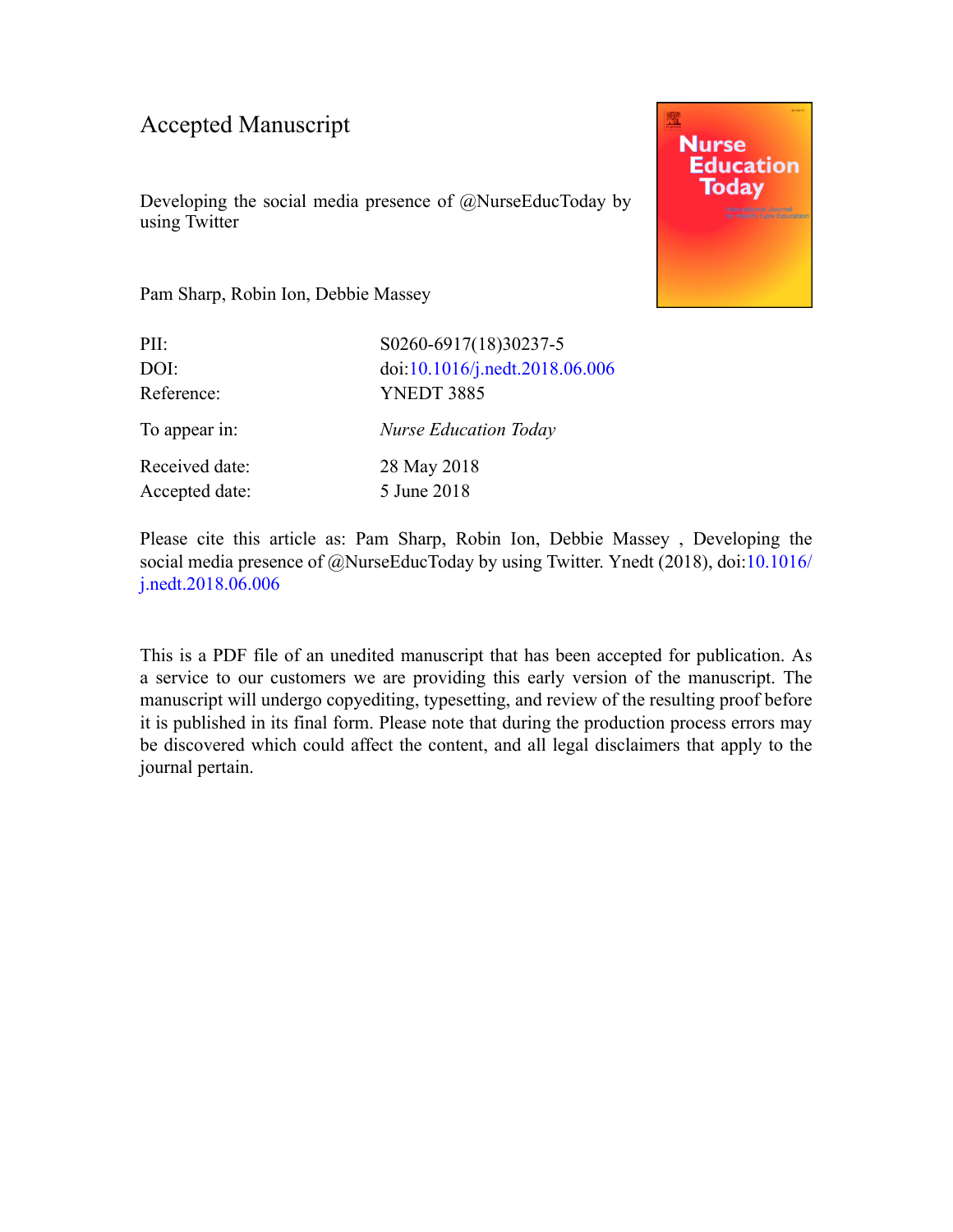# Accepted Manuscript

Developing the social media presence of @NurseEducToday by using Twitter

Pam Sharp, Robin Ion, Debbie Massey

| | |
|---|---|
| PII: | S0260-6917(18)30237-5 |
| DOI: | doi:10.1016/j.nedt.2018.06.006 |
| Reference: | YNEDT 3885 |
| To appear in: | *Nurse Education Today* |
| Received date: | 28 May 2018 |
| Accepted date: | 5 June 2018 |

Please cite this article as: Pam Sharp, Robin Ion, Debbie Massey , Developing the social media presence of @NurseEducToday by using Twitter. Ynedt (2018), doi:10.1016/j.nedt.2018.06.006

This is a PDF file of an unedited manuscript that has been accepted for publication. As a service to our customers we are providing this early version of the manuscript. The manuscript will undergo copyediting, typesetting, and review of the resulting proof before it is published in its final form. Please note that during the production process errors may be discovered which could affect the content, and all legal disclaimers that apply to the journal pertain.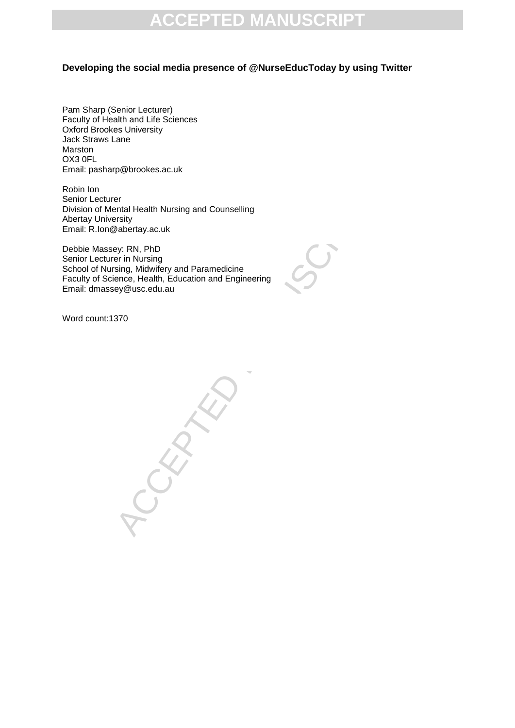**Developing the social media presence of @NurseEducToday by using Twitter**

Pam Sharp (Senior Lecturer)
Faculty of Health and Life Sciences
Oxford Brookes University
Jack Straws Lane
Marston
OX3 0FL
Email: pasharp@brookes.ac.uk

Robin Ion
Senior Lecturer
Division of Mental Health Nursing and Counselling
Abertay University
Email: R.Ion@abertay.ac.uk

Debbie Massey: RN, PhD
Senior Lecturer in Nursing
School of Nursing, Midwifery and Paramedicine
Faculty of Science, Health, Education and Engineering
Email: dmassey@usc.edu.au

Word count:1370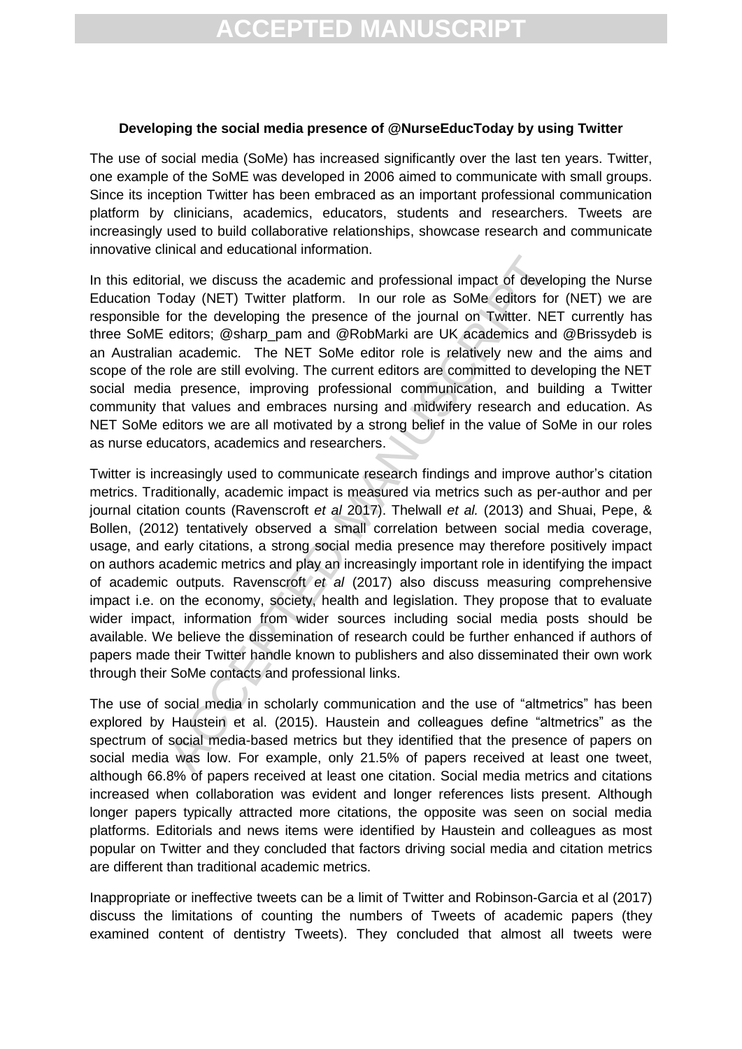**Developing the social media presence of @NurseEducToday by using Twitter**

The use of social media (SoMe) has increased significantly over the last ten years. Twitter, one example of the SoME was developed in 2006 aimed to communicate with small groups. Since its inception Twitter has been embraced as an important professional communication platform by clinicians, academics, educators, students and researchers. Tweets are increasingly used to build collaborative relationships, showcase research and communicate innovative clinical and educational information.

In this editorial, we discuss the academic and professional impact of developing the Nurse Education Today (NET) Twitter platform. In our role as SoMe editors for (NET) we are responsible for the developing the presence of the journal on Twitter. NET currently has three SoME editors; @sharp_pam and @RobMarki are UK academics and @Brissydeb is an Australian academic. The NET SoMe editor role is relatively new and the aims and scope of the role are still evolving. The current editors are committed to developing the NET social media presence, improving professional communication, and building a Twitter community that values and embraces nursing and midwifery research and education. As NET SoMe editors we are all motivated by a strong belief in the value of SoMe in our roles as nurse educators, academics and researchers.

Twitter is increasingly used to communicate research findings and improve author's citation metrics. Traditionally, academic impact is measured via metrics such as per-author and per journal citation counts (Ravenscroft *et al* 2017). Thelwall *et al.* (2013) and Shuai, Pepe, & Bollen, (2012) tentatively observed a small correlation between social media coverage, usage, and early citations, a strong social media presence may therefore positively impact on authors academic metrics and play an increasingly important role in identifying the impact of academic outputs. Ravenscroft *et al* (2017) also discuss measuring comprehensive impact i.e. on the economy, society, health and legislation. They propose that to evaluate wider impact, information from wider sources including social media posts should be available. We believe the dissemination of research could be further enhanced if authors of papers made their Twitter handle known to publishers and also disseminated their own work through their SoMe contacts and professional links.

The use of social media in scholarly communication and the use of "altmetrics" has been explored by Haustein et al. (2015). Haustein and colleagues define "altmetrics" as the spectrum of social media-based metrics but they identified that the presence of papers on social media was low. For example, only 21.5% of papers received at least one tweet, although 66.8% of papers received at least one citation. Social media metrics and citations increased when collaboration was evident and longer references lists present. Although longer papers typically attracted more citations, the opposite was seen on social media platforms. Editorials and news items were identified by Haustein and colleagues as most popular on Twitter and they concluded that factors driving social media and citation metrics are different than traditional academic metrics.

Inappropriate or ineffective tweets can be a limit of Twitter and Robinson-Garcia et al (2017) discuss the limitations of counting the numbers of Tweets of academic papers (they examined content of dentistry Tweets). They concluded that almost all tweets were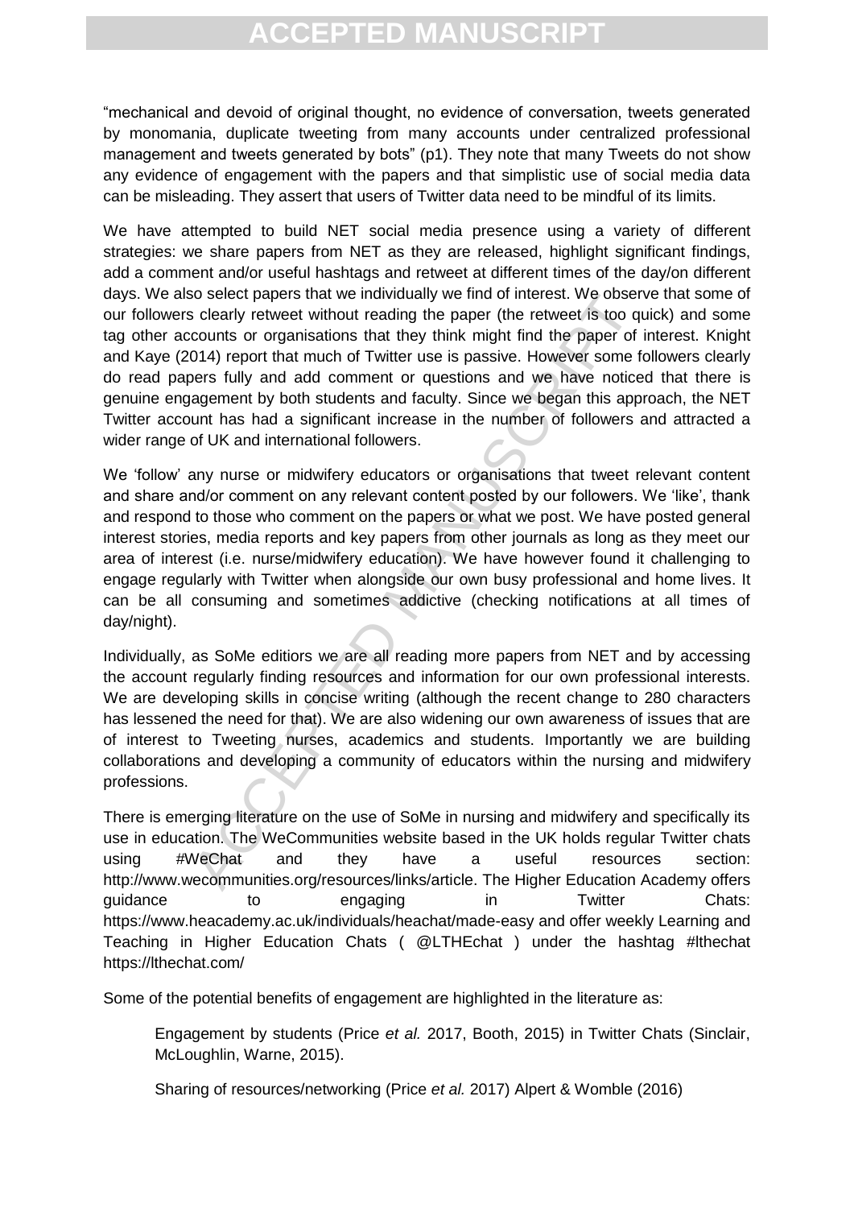"mechanical and devoid of original thought, no evidence of conversation, tweets generated by monomania, duplicate tweeting from many accounts under centralized professional management and tweets generated by bots" (p1). They note that many Tweets do not show any evidence of engagement with the papers and that simplistic use of social media data can be misleading. They assert that users of Twitter data need to be mindful of its limits.

We have attempted to build NET social media presence using a variety of different strategies: we share papers from NET as they are released, highlight significant findings, add a comment and/or useful hashtags and retweet at different times of the day/on different days. We also select papers that we individually we find of interest. We observe that some of our followers clearly retweet without reading the paper (the retweet is too quick) and some tag other accounts or organisations that they think might find the paper of interest. Knight and Kaye (2014) report that much of Twitter use is passive. However some followers clearly do read papers fully and add comment or questions and we have noticed that there is genuine engagement by both students and faculty. Since we began this approach, the NET Twitter account has had a significant increase in the number of followers and attracted a wider range of UK and international followers.

We 'follow' any nurse or midwifery educators or organisations that tweet relevant content and share and/or comment on any relevant content posted by our followers. We 'like', thank and respond to those who comment on the papers or what we post. We have posted general interest stories, media reports and key papers from other journals as long as they meet our area of interest (i.e. nurse/midwifery education). We have however found it challenging to engage regularly with Twitter when alongside our own busy professional and home lives. It can be all consuming and sometimes addictive (checking notifications at all times of day/night).

Individually, as SoMe editiors we are all reading more papers from NET and by accessing the account regularly finding resources and information for our own professional interests. We are developing skills in concise writing (although the recent change to 280 characters has lessened the need for that). We are also widening our own awareness of issues that are of interest to Tweeting nurses, academics and students. Importantly we are building collaborations and developing a community of educators within the nursing and midwifery professions.

There is emerging literature on the use of SoMe in nursing and midwifery and specifically its use in education. The WeCommunities website based in the UK holds regular Twitter chats using #WeChat and they have a useful resources section: http://www.wecommunities.org/resources/links/article. The Higher Education Academy offers guidance to engaging in Twitter Chats: https://www.heacademy.ac.uk/individuals/heachat/made-easy and offer weekly Learning and Teaching in Higher Education Chats ( @LTHEchat ) under the hashtag #lthechat https://lthechat.com/

Some of the potential benefits of engagement are highlighted in the literature as:

Engagement by students (Price *et al.* 2017, Booth, 2015) in Twitter Chats (Sinclair, McLoughlin, Warne, 2015).

Sharing of resources/networking (Price *et al.* 2017) Alpert & Womble (2016)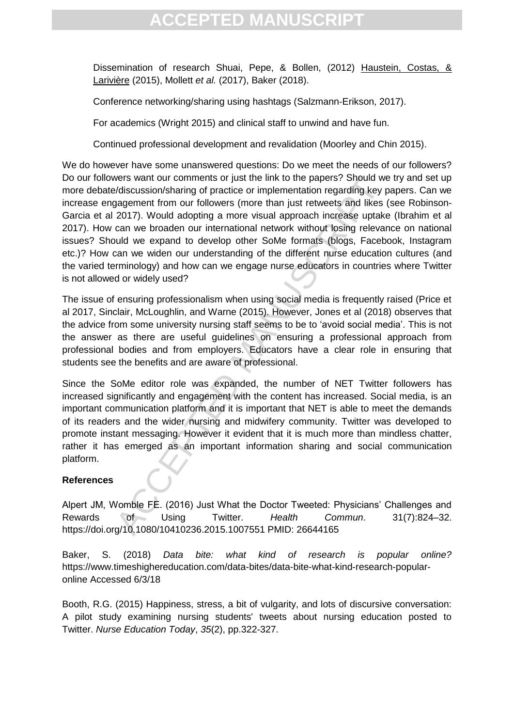Dissemination of research Shuai, Pepe, & Bollen, (2012) Haustein, Costas, & Larivière (2015), Mollett *et al.* (2017), Baker (2018).

Conference networking/sharing using hashtags (Salzmann-Erikson, 2017).

For academics (Wright 2015) and clinical staff to unwind and have fun.

Continued professional development and revalidation (Moorley and Chin 2015).

We do however have some unanswered questions: Do we meet the needs of our followers? Do our followers want our comments or just the link to the papers? Should we try and set up more debate/discussion/sharing of practice or implementation regarding key papers. Can we increase engagement from our followers (more than just retweets and likes (see Robinson-Garcia et al 2017). Would adopting a more visual approach increase uptake (Ibrahim et al 2017). How can we broaden our international network without losing relevance on national issues? Should we expand to develop other SoMe formats (blogs, Facebook, Instagram etc.)? How can we widen our understanding of the different nurse education cultures (and the varied terminology) and how can we engage nurse educators in countries where Twitter is not allowed or widely used?

The issue of ensuring professionalism when using social media is frequently raised (Price et al 2017, Sinclair, McLoughlin, and Warne (2015). However, Jones et al (2018) observes that the advice from some university nursing staff seems to be to 'avoid social media'. This is not the answer as there are useful guidelines on ensuring a professional approach from professional bodies and from employers. Educators have a clear role in ensuring that students see the benefits and are aware of professional.

Since the SoMe editor role was expanded, the number of NET Twitter followers has increased significantly and engagement with the content has increased. Social media, is an important communication platform and it is important that NET is able to meet the demands of its readers and the wider nursing and midwifery community. Twitter was developed to promote instant messaging. However it evident that it is much more than mindless chatter, rather it has emerged as an important information sharing and social communication platform.

**References**

Alpert JM, Womble FE. (2016) Just What the Doctor Tweeted: Physicians' Challenges and Rewards of Using Twitter. *Health Commun*. 31(7):824–32. https://doi.org/10.1080/10410236.2015.1007551 PMID: 26644165

Baker, S. (2018) *Data bite: what kind of research is popular online?* https://www.timeshighereducation.com/data-bites/data-bite-what-kind-research-popular-online Accessed 6/3/18

Booth, R.G. (2015) Happiness, stress, a bit of vulgarity, and lots of discursive conversation: A pilot study examining nursing students' tweets about nursing education posted to Twitter. *Nurse Education Today*, *35*(2), pp.322-327.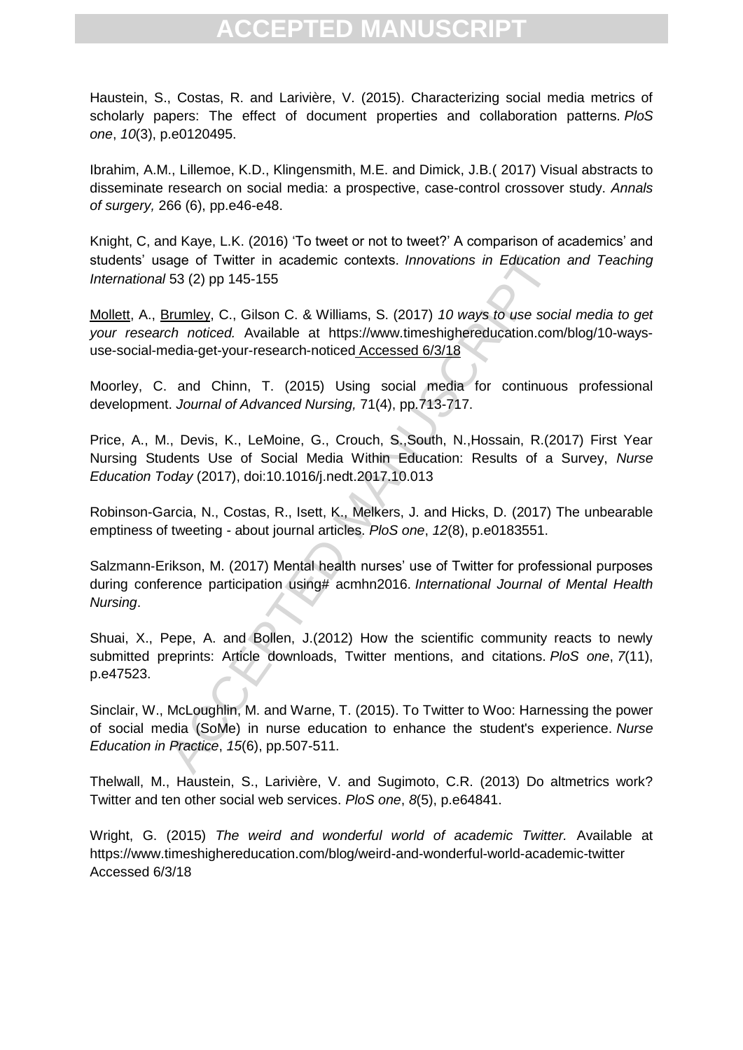Haustein, S., Costas, R. and Larivière, V. (2015). Characterizing social media metrics of scholarly papers: The effect of document properties and collaboration patterns. *PloS one*, *10*(3), p.e0120495.

Ibrahim, A.M., Lillemoe, K.D., Klingensmith, M.E. and Dimick, J.B.( 2017) Visual abstracts to disseminate research on social media: a prospective, case-control crossover study. *Annals of surgery,* 266 (6), pp.e46-e48.

Knight, C, and Kaye, L.K. (2016) 'To tweet or not to tweet?' A comparison of academics' and students' usage of Twitter in academic contexts. *Innovations in Education and Teaching International* 53 (2) pp 145-155

Mollett, A., Brumley, C., Gilson C. & Williams, S. (2017) *10 ways to use social media to get your research noticed.* Available at https://www.timeshighereducation.com/blog/10-ways-use-social-media-get-your-research-noticed Accessed 6/3/18

Moorley, C. and Chinn, T. (2015) Using social media for continuous professional development. *Journal of Advanced Nursing,* 71(4), pp.713-717.

Price, A., M., Devis, K., LeMoine, G., Crouch, S.,South, N.,Hossain, R.(2017) First Year Nursing Students Use of Social Media Within Education: Results of a Survey, *Nurse Education Today* (2017), doi:10.1016/j.nedt.2017.10.013

Robinson-Garcia, N., Costas, R., Isett, K., Melkers, J. and Hicks, D. (2017) The unbearable emptiness of tweeting - about journal articles. *PloS one*, *12*(8), p.e0183551.

Salzmann-Erikson, M. (2017) Mental health nurses' use of Twitter for professional purposes during conference participation using# acmhn2016. *International Journal of Mental Health Nursing*.

Shuai, X., Pepe, A. and Bollen, J.(2012) How the scientific community reacts to newly submitted preprints: Article downloads, Twitter mentions, and citations. *PloS one*, *7*(11), p.e47523.

Sinclair, W., McLoughlin, M. and Warne, T. (2015). To Twitter to Woo: Harnessing the power of social media (SoMe) in nurse education to enhance the student's experience. *Nurse Education in Practice*, *15*(6), pp.507-511.

Thelwall, M., Haustein, S., Larivière, V. and Sugimoto, C.R. (2013) Do altmetrics work? Twitter and ten other social web services. *PloS one*, *8*(5), p.e64841.

Wright, G. (2015) *The weird and wonderful world of academic Twitter.* Available at https://www.timeshighereducation.com/blog/weird-and-wonderful-world-academic-twitter Accessed 6/3/18